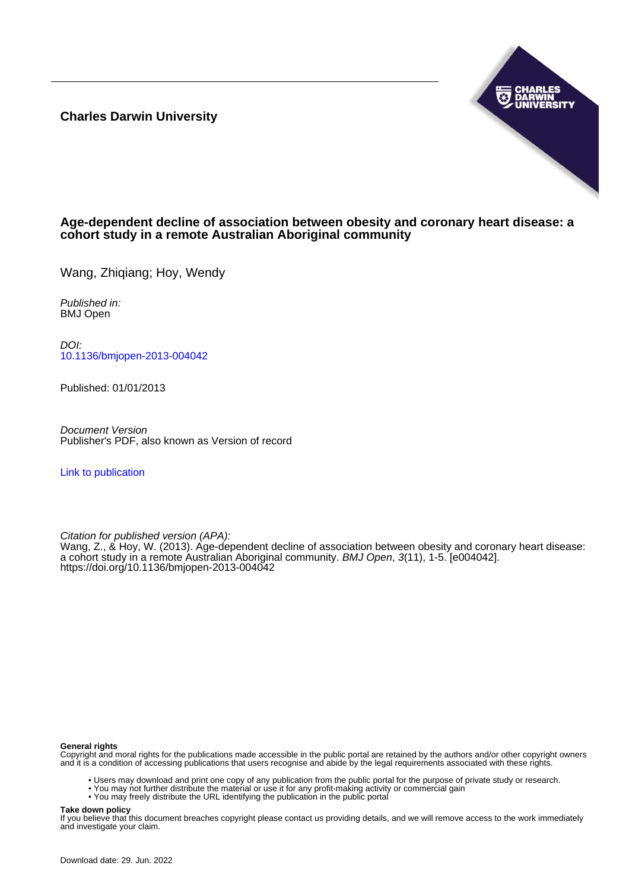**Charles Darwin University**

# Age-dependent decline of association between obesity and coronary heart disease: a cohort study in a remote Australian Aboriginal community

Wang, Zhiqiang; Hoy, Wendy

*Published in:*
BMJ Open

*DOI:*
10.1136/bmjopen-2013-004042

Published: 01/01/2013

*Document Version*
Publisher's PDF, also known as Version of record

Link to publication

*Citation for published version (APA):*
Wang, Z., & Hoy, W. (2013). Age-dependent decline of association between obesity and coronary heart disease: a cohort study in a remote Australian Aboriginal community. *BMJ Open*, *3*(11), 1-5. [e004042]. https://doi.org/10.1136/bmjopen-2013-004042

**General rights**
Copyright and moral rights for the publications made accessible in the public portal are retained by the authors and/or other copyright owners and it is a condition of accessing publications that users recognise and abide by the legal requirements associated with these rights.

- Users may download and print one copy of any publication from the public portal for the purpose of private study or research.
- You may not further distribute the material or use it for any profit-making activity or commercial gain
- You may freely distribute the URL identifying the publication in the public portal

**Take down policy**
If you believe that this document breaches copyright please contact us providing details, and we will remove access to the work immediately and investigate your claim.

Download date: 29. Jun. 2022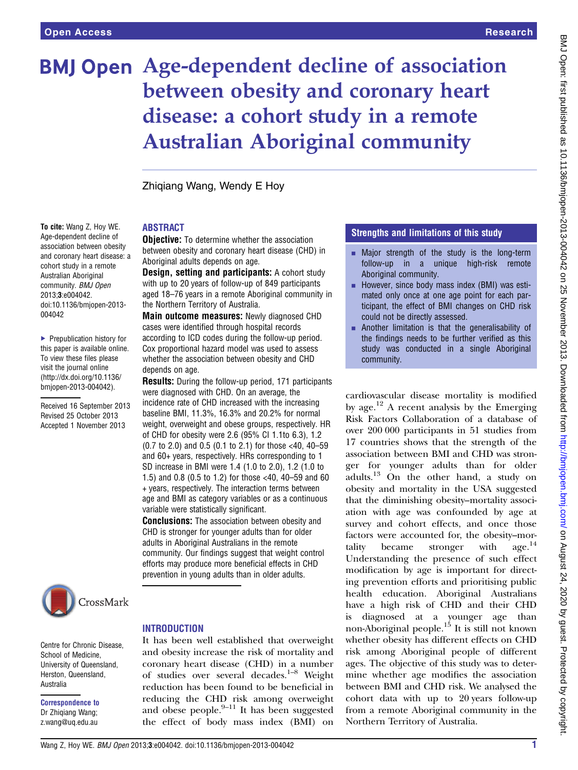# Age-dependent decline of association between obesity and coronary heart disease: a cohort study in a remote Australian Aboriginal community

Zhiqiang Wang, Wendy E Hoy

**To cite:** Wang Z, Hoy WE. Age-dependent decline of association between obesity and coronary heart disease: a cohort study in a remote Australian Aboriginal community. *BMJ Open* 2013;**3**:e004042. doi:10.1136/bmjopen-2013-004042

▶ Prepublication history for this paper is available online. To view these files please visit the journal online (http://dx.doi.org/10.1136/bmjopen-2013-004042).

Received 16 September 2013
Revised 25 October 2013
Accepted 1 November 2013

Centre for Chronic Disease, School of Medicine, University of Queensland, Herston, Queensland, Australia

**Correspondence to**
Dr Zhiqiang Wang;
z.wang@uq.edu.au

## ABSTRACT

**Objective:** To determine whether the association between obesity and coronary heart disease (CHD) in Aboriginal adults depends on age.

**Design, setting and participants:** A cohort study with up to 20 years of follow-up of 849 participants aged 18–76 years in a remote Aboriginal community in the Northern Territory of Australia.

**Main outcome measures:** Newly diagnosed CHD cases were identified through hospital records according to ICD codes during the follow-up period. Cox proportional hazard model was used to assess whether the association between obesity and CHD depends on age.

**Results:** During the follow-up period, 171 participants were diagnosed with CHD. On an average, the incidence rate of CHD increased with the increasing baseline BMI, 11.3%, 16.3% and 20.2% for normal weight, overweight and obese groups, respectively. HR of CHD for obesity were 2.6 (95% CI 1.1to 6.3), 1.2 (0.7 to 2.0) and 0.5 (0.1 to 2.1) for those <40, 40–59 and 60+ years, respectively. HRs corresponding to 1 SD increase in BMI were 1.4 (1.0 to 2.0), 1.2 (1.0 to 1.5) and 0.8 (0.5 to 1.2) for those <40, 40–59 and 60 + years, respectively. The interaction terms between age and BMI as category variables or as a continuous variable were statistically significant.

**Conclusions:** The association between obesity and CHD is stronger for younger adults than for older adults in Aboriginal Australians in the remote community. Our findings suggest that weight control efforts may produce more beneficial effects in CHD prevention in young adults than in older adults.

### Strengths and limitations of this study

- Major strength of the study is the long-term follow-up in a unique high-risk remote Aboriginal community.
- However, since body mass index (BMI) was estimated only once at one age point for each participant, the effect of BMI changes on CHD risk could not be directly assessed.
- Another limitation is that the generalisability of the findings needs to be further verified as this study was conducted in a single Aboriginal community.

## INTRODUCTION

It has been well established that overweight and obesity increase the risk of mortality and coronary heart disease (CHD) in a number of studies over several decades.[1–8] Weight reduction has been found to be beneficial in reducing the CHD risk among overweight and obese people.[9–11] It has been suggested the effect of body mass index (BMI) on cardiovascular disease mortality is modified by age.[12] A recent analysis by the Emerging Risk Factors Collaboration of a database of over 200 000 participants in 51 studies from 17 countries shows that the strength of the association between BMI and CHD was stronger for younger adults than for older adults.[13] On the other hand, a study on obesity and mortality in the USA suggested that the diminishing obesity–mortality association with age was confounded by age at survey and cohort effects, and once those factors were accounted for, the obesity–mortality became stronger with age.[14] Understanding the presence of such effect modification by age is important for directing prevention efforts and prioritising public health education. Aboriginal Australians have a high risk of CHD and their CHD is diagnosed at a younger age than non-Aboriginal people.[15] It is still not known whether obesity has different effects on CHD risk among Aboriginal people of different ages. The objective of this study was to determine whether age modifies the association between BMI and CHD risk. We analysed the cohort data with up to 20 years follow-up from a remote Aboriginal community in the Northern Territory of Australia.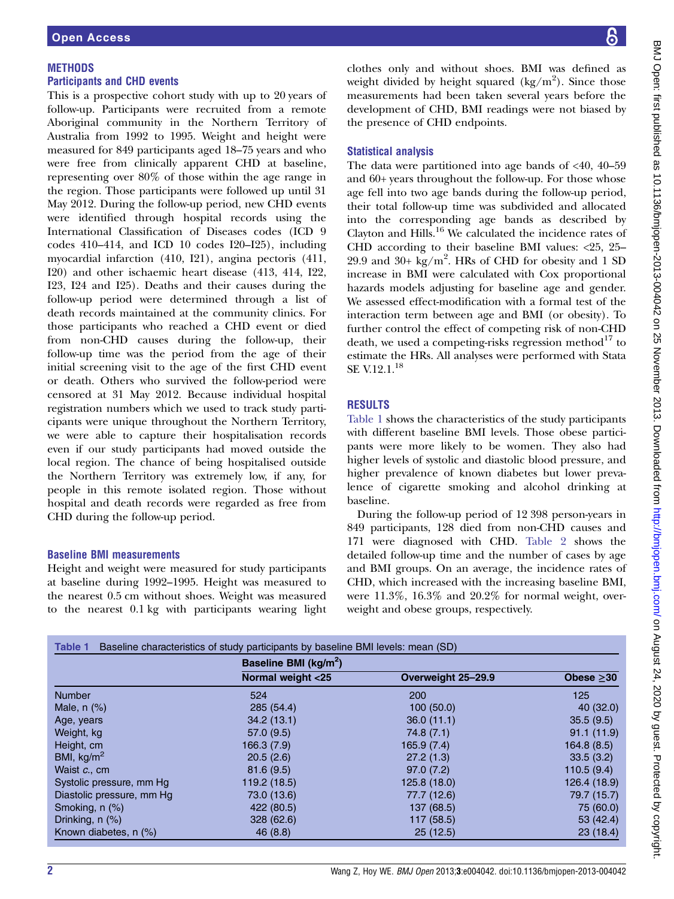## METHODS

### Participants and CHD events

This is a prospective cohort study with up to 20 years of follow-up. Participants were recruited from a remote Aboriginal community in the Northern Territory of Australia from 1992 to 1995. Weight and height were measured for 849 participants aged 18–75 years and who were free from clinically apparent CHD at baseline, representing over 80% of those within the age range in the region. Those participants were followed up until 31 May 2012. During the follow-up period, new CHD events were identified through hospital records using the International Classification of Diseases codes (ICD 9 codes 410–414, and ICD 10 codes I20–I25), including myocardial infarction (410, I21), angina pectoris (411, I20) and other ischaemic heart disease (413, 414, I22, I23, I24 and I25). Deaths and their causes during the follow-up period were determined through a list of death records maintained at the community clinics. For those participants who reached a CHD event or died from non-CHD causes during the follow-up, their follow-up time was the period from the age of their initial screening visit to the age of the first CHD event or death. Others who survived the follow-period were censored at 31 May 2012. Because individual hospital registration numbers which we used to track study participants were unique throughout the Northern Territory, we were able to capture their hospitalisation records even if our study participants had moved outside the local region. The chance of being hospitalised outside the Northern Territory was extremely low, if any, for people in this remote isolated region. Those without hospital and death records were regarded as free from CHD during the follow-up period.

### Baseline BMI measurements

Height and weight were measured for study participants at baseline during 1992–1995. Height was measured to the nearest 0.5 cm without shoes. Weight was measured to the nearest 0.1 kg with participants wearing light clothes only and without shoes. BMI was defined as weight divided by height squared (kg/m$^2$). Since those measurements had been taken several years before the development of CHD, BMI readings were not biased by the presence of CHD endpoints.

### Statistical analysis

The data were partitioned into age bands of <40, 40–59 and 60+ years throughout the follow-up. For those whose age fell into two age bands during the follow-up period, their total follow-up time was subdivided and allocated into the corresponding age bands as described by Clayton and Hills.[16] We calculated the incidence rates of CHD according to their baseline BMI values: <25, 25–29.9 and 30+ kg/m$^2$. HRs of CHD for obesity and 1 SD increase in BMI were calculated with Cox proportional hazards models adjusting for baseline age and gender. We assessed effect-modification with a formal test of the interaction term between age and BMI (or obesity). To further control the effect of competing risk of non-CHD death, we used a competing-risks regression method[17] to estimate the HRs. All analyses were performed with Stata SE V.12.1.[18]

## RESULTS

Table 1 shows the characteristics of the study participants with different baseline BMI levels. Those obese participants were more likely to be women. They also had higher levels of systolic and diastolic blood pressure, and higher prevalence of known diabetes but lower prevalence of cigarette smoking and alcohol drinking at baseline.

During the follow-up period of 12 398 person-years in 849 participants, 128 died from non-CHD causes and 171 were diagnosed with CHD. Table 2 shows the detailed follow-up time and the number of cases by age and BMI groups. On an average, the incidence rates of CHD, which increased with the increasing baseline BMI, were 11.3%, 16.3% and 20.2% for normal weight, overweight and obese groups, respectively.

**Table 1** Baseline characteristics of study participants by baseline BMI levels: mean (SD)

| | Baseline BMI (kg/m$^2$) | | |
|---|---|---|---|
| | Normal weight <25 | Overweight 25–29.9 | Obese ≥30 |
| Number | 524 | 200 | 125 |
| Male, n (%) | 285 (54.4) | 100 (50.0) | 40 (32.0) |
| Age, years | 34.2 (13.1) | 36.0 (11.1) | 35.5 (9.5) |
| Weight, kg | 57.0 (9.5) | 74.8 (7.1) | 91.1 (11.9) |
| Height, cm | 166.3 (7.9) | 165.9 (7.4) | 164.8 (8.5) |
| BMI, kg/m$^2$ | 20.5 (2.6) | 27.2 (1.3) | 33.5 (3.2) |
| Waist *c.*, cm | 81.6 (9.5) | 97.0 (7.2) | 110.5 (9.4) |
| Systolic pressure, mm Hg | 119.2 (18.5) | 125.8 (18.0) | 126.4 (18.9) |
| Diastolic pressure, mm Hg | 73.0 (13.6) | 77.7 (12.6) | 79.7 (15.7) |
| Smoking, n (%) | 422 (80.5) | 137 (68.5) | 75 (60.0) |
| Drinking, n (%) | 328 (62.6) | 117 (58.5) | 53 (42.4) |
| Known diabetes, n (%) | 46 (8.8) | 25 (12.5) | 23 (18.4) |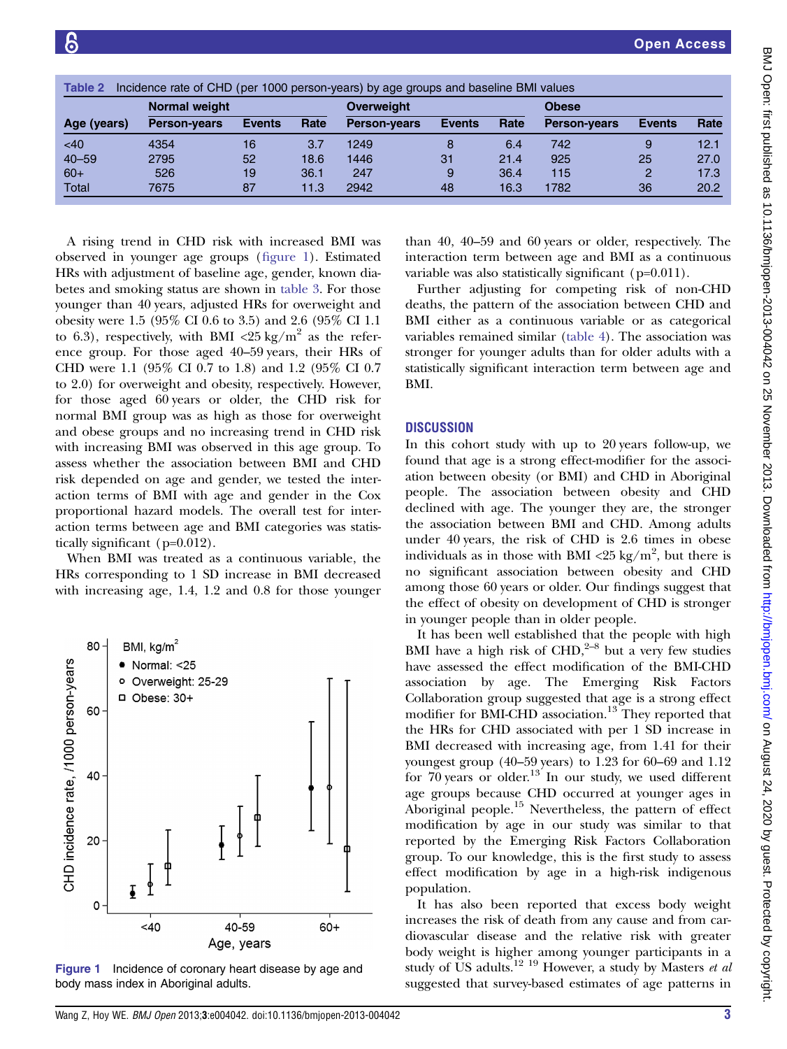**Table 2** Incidence rate of CHD (per 1000 person-years) by age groups and baseline BMI values

| Age (years) | Normal weight | | | Overweight | | | Obese | | |
|---|---|---|---|---|---|---|---|---|---|
| | Person-years | Events | Rate | Person-years | Events | Rate | Person-years | Events | Rate |
| <40 | 4354 | 16 | 3.7 | 1249 | 8 | 6.4 | 742 | 9 | 12.1 |
| 40–59 | 2795 | 52 | 18.6 | 1446 | 31 | 21.4 | 925 | 25 | 27.0 |
| 60+ | 526 | 19 | 36.1 | 247 | 9 | 36.4 | 115 | 2 | 17.3 |
| Total | 7675 | 87 | 11.3 | 2942 | 48 | 16.3 | 1782 | 36 | 20.2 |

A rising trend in CHD risk with increased BMI was observed in younger age groups (figure 1). Estimated HRs with adjustment of baseline age, gender, known diabetes and smoking status are shown in table 3. For those younger than 40 years, adjusted HRs for overweight and obesity were 1.5 (95% CI 0.6 to 3.5) and 2.6 (95% CI 1.1 to 6.3), respectively, with BMI <25 kg/m$^2$ as the reference group. For those aged 40–59 years, their HRs of CHD were 1.1 (95% CI 0.7 to 1.8) and 1.2 (95% CI 0.7 to 2.0) for overweight and obesity, respectively. However, for those aged 60 years or older, the CHD risk for normal BMI group was as high as those for overweight and obese groups and no increasing trend in CHD risk with increasing BMI was observed in this age group. To assess whether the association between BMI and CHD risk depended on age and gender, we tested the interaction terms of BMI with age and gender in the Cox proportional hazard models. The overall test for interaction terms between age and BMI categories was statistically significant (p=0.012).

When BMI was treated as a continuous variable, the HRs corresponding to 1 SD increase in BMI decreased with increasing age, 1.4, 1.2 and 0.8 for those younger than 40, 40–59 and 60 years or older, respectively. The interaction term between age and BMI as a continuous variable was also statistically significant (p=0.011).

Further adjusting for competing risk of non-CHD deaths, the pattern of the association between CHD and BMI either as a continuous variable or as categorical variables remained similar (table 4). The association was stronger for younger adults than for older adults with a statistically significant interaction term between age and BMI.

**Figure 1** Incidence of coronary heart disease by age and body mass index in Aboriginal adults.

## DISCUSSION

In this cohort study with up to 20 years follow-up, we found that age is a strong effect-modifier for the association between obesity (or BMI) and CHD in Aboriginal people. The association between obesity and CHD declined with age. The younger they are, the stronger the association between BMI and CHD. Among adults under 40 years, the risk of CHD is 2.6 times in obese individuals as in those with BMI <25 kg/m$^2$, but there is no significant association between obesity and CHD among those 60 years or older. Our findings suggest that the effect of obesity on development of CHD is stronger in younger people than in older people.

It has been well established that the people with high BMI have a high risk of CHD,[2–8] but a very few studies have assessed the effect modification of the BMI-CHD association by age. The Emerging Risk Factors Collaboration group suggested that age is a strong effect modifier for BMI-CHD association.[13] They reported that the HRs for CHD associated with per 1 SD increase in BMI decreased with increasing age, from 1.41 for their youngest group (40–59 years) to 1.23 for 60–69 and 1.12 for 70 years or older.[13] In our study, we used different age groups because CHD occurred at younger ages in Aboriginal people.[15] Nevertheless, the pattern of effect modification by age in our study was similar to that reported by the Emerging Risk Factors Collaboration group. To our knowledge, this is the first study to assess effect modification by age in a high-risk indigenous population.

It has also been reported that excess body weight increases the risk of death from any cause and from cardiovascular disease and the relative risk with greater body weight is higher among younger participants in a study of US adults.[12 19] However, a study by Masters *et al* suggested that survey-based estimates of age patterns in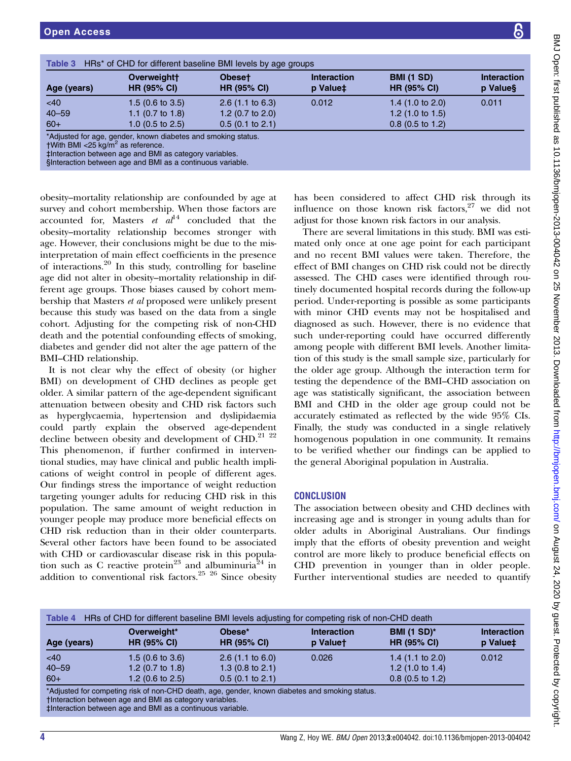Table 3 HRs* of CHD for different baseline BMI levels by age groups

| Age (years) | Overweight† HR (95% CI) | Obese† HR (95% CI) | Interaction p Value‡ | BMI (1 SD) HR (95% CI) | Interaction p Value§ |
|---|---|---|---|---|---|
| <40 | 1.5 (0.6 to 3.5) | 2.6 (1.1 to 6.3) | 0.012 | 1.4 (1.0 to 2.0) | 0.011 |
| 40–59 | 1.1 (0.7 to 1.8) | 1.2 (0.7 to 2.0) | | 1.2 (1.0 to 1.5) | |
| 60+ | 1.0 (0.5 to 2.5) | 0.5 (0.1 to 2.1) | | 0.8 (0.5 to 1.2) | |

*Adjusted for age, gender, known diabetes and smoking status.
†With BMI <25 kg/m$^2$ as reference.
‡Interaction between age and BMI as category variables.
§Interaction between age and BMI as a continuous variable.

obesity–mortality relationship are confounded by age at survey and cohort membership. When those factors are accounted for, Masters *et al*[14] concluded that the obesity–mortality relationship becomes stronger with age. However, their conclusions might be due to the misinterpretation of main effect coefficients in the presence of interactions.[20] In this study, controlling for baseline age did not alter in obesity–mortality relationship in different age groups. Those biases caused by cohort membership that Masters *et al* proposed were unlikely present because this study was based on the data from a single cohort. Adjusting for the competing risk of non-CHD death and the potential confounding effects of smoking, diabetes and gender did not alter the age pattern of the BMI–CHD relationship.

It is not clear why the effect of obesity (or higher BMI) on development of CHD declines as people get older. A similar pattern of the age-dependent significant attenuation between obesity and CHD risk factors such as hyperglycaemia, hypertension and dyslipidaemia could partly explain the observed age-dependent decline between obesity and development of CHD.[21 22] This phenomenon, if further confirmed in interventional studies, may have clinical and public health implications of weight control in people of different ages. Our findings stress the importance of weight reduction targeting younger adults for reducing CHD risk in this population. The same amount of weight reduction in younger people may produce more beneficial effects on CHD risk reduction than in their older counterparts. Several other factors have been found to be associated with CHD or cardiovascular disease risk in this population such as C reactive protein[23] and albuminuria[24] in addition to conventional risk factors.[25 26] Since obesity has been considered to affect CHD risk through its influence on those known risk factors,[27] we did not adjust for those known risk factors in our analysis.

There are several limitations in this study. BMI was estimated only once at one age point for each participant and no recent BMI values were taken. Therefore, the effect of BMI changes on CHD risk could not be directly assessed. The CHD cases were identified through routinely documented hospital records during the follow-up period. Under-reporting is possible as some participants with minor CHD events may not be hospitalised and diagnosed as such. However, there is no evidence that such under-reporting could have occurred differently among people with different BMI levels. Another limitation of this study is the small sample size, particularly for the older age group. Although the interaction term for testing the dependence of the BMI–CHD association on age was statistically significant, the association between BMI and CHD in the older age group could not be accurately estimated as reflected by the wide 95% CIs. Finally, the study was conducted in a single relatively homogenous population in one community. It remains to be verified whether our findings can be applied to the general Aboriginal population in Australia.

## CONCLUSION

The association between obesity and CHD declines with increasing age and is stronger in young adults than for older adults in Aboriginal Australians. Our findings imply that the efforts of obesity prevention and weight control are more likely to produce beneficial effects on CHD prevention in younger than in older people. Further interventional studies are needed to quantify

Table 4 HRs of CHD for different baseline BMI levels adjusting for competing risk of non-CHD death

| Age (years) | Overweight* HR (95% CI) | Obese* HR (95% CI) | Interaction p Value† | BMI (1 SD)* HR (95% CI) | Interaction p Value‡ |
|---|---|---|---|---|---|
| <40 | 1.5 (0.6 to 3.6) | 2.6 (1.1 to 6.0) | 0.026 | 1.4 (1.1 to 2.0) | 0.012 |
| 40–59 | 1.2 (0.7 to 1.8) | 1.3 (0.8 to 2.1) | | 1.2 (1.0 to 1.4) | |
| 60+ | 1.2 (0.6 to 2.5) | 0.5 (0.1 to 2.1) | | 0.8 (0.5 to 1.2) | |

*Adjusted for competing risk of non-CHD death, age, gender, known diabetes and smoking status.
†Interaction between age and BMI as category variables.
‡Interaction between age and BMI as a continuous variable.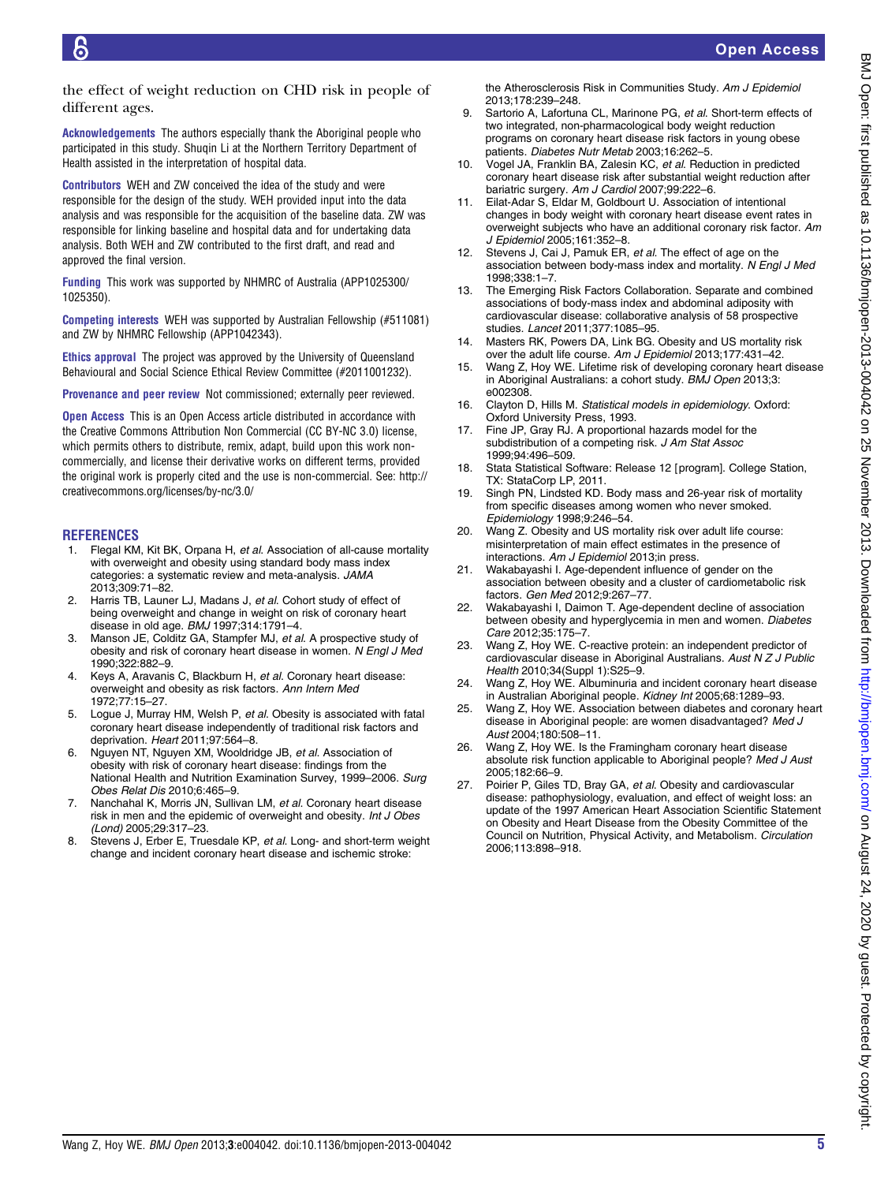the effect of weight reduction on CHD risk in people of different ages.

**Acknowledgements** The authors especially thank the Aboriginal people who participated in this study. Shuqin Li at the Northern Territory Department of Health assisted in the interpretation of hospital data.

**Contributors** WEH and ZW conceived the idea of the study and were responsible for the design of the study. WEH provided input into the data analysis and was responsible for the acquisition of the baseline data. ZW was responsible for linking baseline and hospital data and for undertaking data analysis. Both WEH and ZW contributed to the first draft, and read and approved the final version.

**Funding** This work was supported by NHMRC of Australia (APP1025300/1025350).

**Competing interests** WEH was supported by Australian Fellowship (#511081) and ZW by NHMRC Fellowship (APP1042343).

**Ethics approval** The project was approved by the University of Queensland Behavioural and Social Science Ethical Review Committee (#2011001232).

**Provenance and peer review** Not commissioned; externally peer reviewed.

**Open Access** This is an Open Access article distributed in accordance with the Creative Commons Attribution Non Commercial (CC BY-NC 3.0) license, which permits others to distribute, remix, adapt, build upon this work non-commercially, and license their derivative works on different terms, provided the original work is properly cited and the use is non-commercial. See: http://creativecommons.org/licenses/by-nc/3.0/

## REFERENCES

1. Flegal KM, Kit BK, Orpana H, *et al.* Association of all-cause mortality with overweight and obesity using standard body mass index categories: a systematic review and meta-analysis. *JAMA* 2013;309:71–82.
2. Harris TB, Launer LJ, Madans J, *et al.* Cohort study of effect of being overweight and change in weight on risk of coronary heart disease in old age. *BMJ* 1997;314:1791–4.
3. Manson JE, Colditz GA, Stampfer MJ, *et al.* A prospective study of obesity and risk of coronary heart disease in women. *N Engl J Med* 1990;322:882–9.
4. Keys A, Aravanis C, Blackburn H, *et al.* Coronary heart disease: overweight and obesity as risk factors. *Ann Intern Med* 1972;77:15–27.
5. Logue J, Murray HM, Welsh P, *et al.* Obesity is associated with fatal coronary heart disease independently of traditional risk factors and deprivation. *Heart* 2011;97:564–8.
6. Nguyen NT, Nguyen XM, Wooldridge JB, *et al.* Association of obesity with risk of coronary heart disease: findings from the National Health and Nutrition Examination Survey, 1999–2006. *Surg Obes Relat Dis* 2010;6:465–9.
7. Nanchahal K, Morris JN, Sullivan LM, *et al.* Coronary heart disease risk in men and the epidemic of overweight and obesity. *Int J Obes (Lond)* 2005;29:317–23.
8. Stevens J, Erber E, Truesdale KP, *et al.* Long- and short-term weight change and incident coronary heart disease and ischemic stroke: the Atherosclerosis Risk in Communities Study. *Am J Epidemiol* 2013;178:239–248.
9. Sartorio A, Lafortuna CL, Marinone PG, *et al.* Short-term effects of two integrated, non-pharmacological body weight reduction programs on coronary heart disease risk factors in young obese patients. *Diabetes Nutr Metab* 2003;16:262–5.
10. Vogel JA, Franklin BA, Zalesin KC, *et al.* Reduction in predicted coronary heart disease risk after substantial weight reduction after bariatric surgery. *Am J Cardiol* 2007;99:222–6.
11. Eilat-Adar S, Eldar M, Goldbourt U. Association of intentional changes in body weight with coronary heart disease event rates in overweight subjects who have an additional coronary risk factor. *Am J Epidemiol* 2005;161:352–8.
12. Stevens J, Cai J, Pamuk ER, *et al.* The effect of age on the association between body-mass index and mortality. *N Engl J Med* 1998;338:1–7.
13. The Emerging Risk Factors Collaboration. Separate and combined associations of body-mass index and abdominal adiposity with cardiovascular disease: collaborative analysis of 58 prospective studies. *Lancet* 2011;377:1085–95.
14. Masters RK, Powers DA, Link BG. Obesity and US mortality risk over the adult life course. *Am J Epidemiol* 2013;177:431–42.
15. Wang Z, Hoy WE. Lifetime risk of developing coronary heart disease in Aboriginal Australians: a cohort study. *BMJ Open* 2013;3:e002308.
16. Clayton D, Hills M. *Statistical models in epidemiology*. Oxford: Oxford University Press, 1993.
17. Fine JP, Gray RJ. A proportional hazards model for the subdistribution of a competing risk. *J Am Stat Assoc* 1999;94:496–509.
18. Stata Statistical Software: Release 12 [program]. College Station, TX: StataCorp LP, 2011.
19. Singh PN, Lindsted KD. Body mass and 26-year risk of mortality from specific diseases among women who never smoked. *Epidemiology* 1998;9:246–54.
20. Wang Z. Obesity and US mortality risk over adult life course: misinterpretation of main effect estimates in the presence of interactions. *Am J Epidemiol* 2013;in press.
21. Wakabayashi I. Age-dependent influence of gender on the association between obesity and a cluster of cardiometabolic risk factors. *Gen Med* 2012;9:267–77.
22. Wakabayashi I, Daimon T. Age-dependent decline of association between obesity and hyperglycemia in men and women. *Diabetes Care* 2012;35:175–7.
23. Wang Z, Hoy WE. C-reactive protein: an independent predictor of cardiovascular disease in Aboriginal Australians. *Aust N Z J Public Health* 2010;34(Suppl 1):S25–9.
24. Wang Z, Hoy WE. Albuminuria and incident coronary heart disease in Australian Aboriginal people. *Kidney Int* 2005;68:1289–93.
25. Wang Z, Hoy WE. Association between diabetes and coronary heart disease in Aboriginal people: are women disadvantaged? *Med J Aust* 2004;180:508–11.
26. Wang Z, Hoy WE. Is the Framingham coronary heart disease absolute risk function applicable to Aboriginal people? *Med J Aust* 2005;182:66–9.
27. Poirier P, Giles TD, Bray GA, *et al.* Obesity and cardiovascular disease: pathophysiology, evaluation, and effect of weight loss: an update of the 1997 American Heart Association Scientific Statement on Obesity and Heart Disease from the Obesity Committee of the Council on Nutrition, Physical Activity, and Metabolism. *Circulation* 2006;113:898–918.